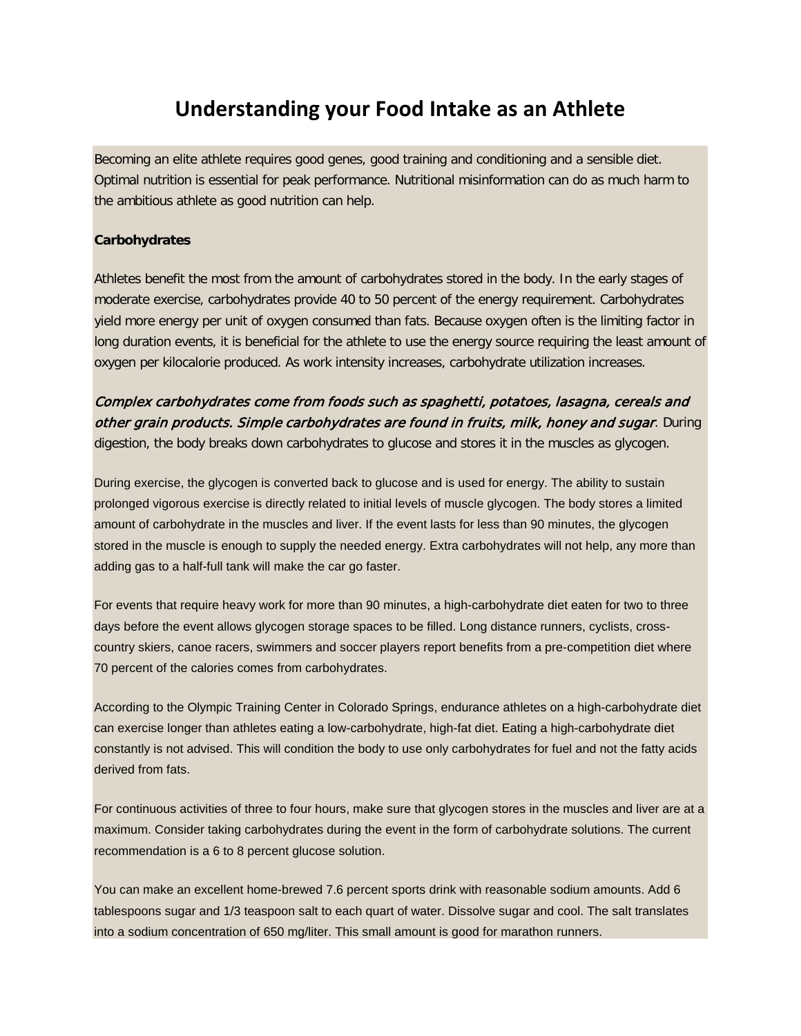# Understanding your Food Intake as an Athlete

Becoming an elite athlete requires good genes, good training and conditioning and a sensible diet. Optimal nutrition is essential for peak performance. Nutritional misinformation can do as much harm to the ambitious athlete as good nutrition can help.

**Carbohydrates**

Athletes benefit the most from the amount of carbohydrates stored in the body. In the early stages of moderate exercise, carbohydrates provide 40 to 50 percent of the energy requirement. Carbohydrates yield more energy per unit of oxygen consumed than fats. Because oxygen often is the limiting factor in long duration events, it is beneficial for the athlete to use the energy source requiring the least amount of oxygen per kilocalorie produced. As work intensity increases, carbohydrate utilization increases.

*Complex carbohydrates come from foods such as spaghetti, potatoes, lasagna, cereals and other grain products. Simple carbohydrates are found in fruits, milk, honey and sugar*. During digestion, the body breaks down carbohydrates to glucose and stores it in the muscles as glycogen.

During exercise, the glycogen is converted back to glucose and is used for energy. The ability to sustain prolonged vigorous exercise is directly related to initial levels of muscle glycogen. The body stores a limited amount of carbohydrate in the muscles and liver. If the event lasts for less than 90 minutes, the glycogen stored in the muscle is enough to supply the needed energy. Extra carbohydrates will not help, any more than adding gas to a half-full tank will make the car go faster.

For events that require heavy work for more than 90 minutes, a high-carbohydrate diet eaten for two to three days before the event allows glycogen storage spaces to be filled. Long distance runners, cyclists, cross-country skiers, canoe racers, swimmers and soccer players report benefits from a pre-competition diet where 70 percent of the calories comes from carbohydrates.

According to the Olympic Training Center in Colorado Springs, endurance athletes on a high-carbohydrate diet can exercise longer than athletes eating a low-carbohydrate, high-fat diet. Eating a high-carbohydrate diet constantly is not advised. This will condition the body to use only carbohydrates for fuel and not the fatty acids derived from fats.

For continuous activities of three to four hours, make sure that glycogen stores in the muscles and liver are at a maximum. Consider taking carbohydrates during the event in the form of carbohydrate solutions. The current recommendation is a 6 to 8 percent glucose solution.

You can make an excellent home-brewed 7.6 percent sports drink with reasonable sodium amounts. Add 6 tablespoons sugar and 1/3 teaspoon salt to each quart of water. Dissolve sugar and cool. The salt translates into a sodium concentration of 650 mg/liter. This small amount is good for marathon runners.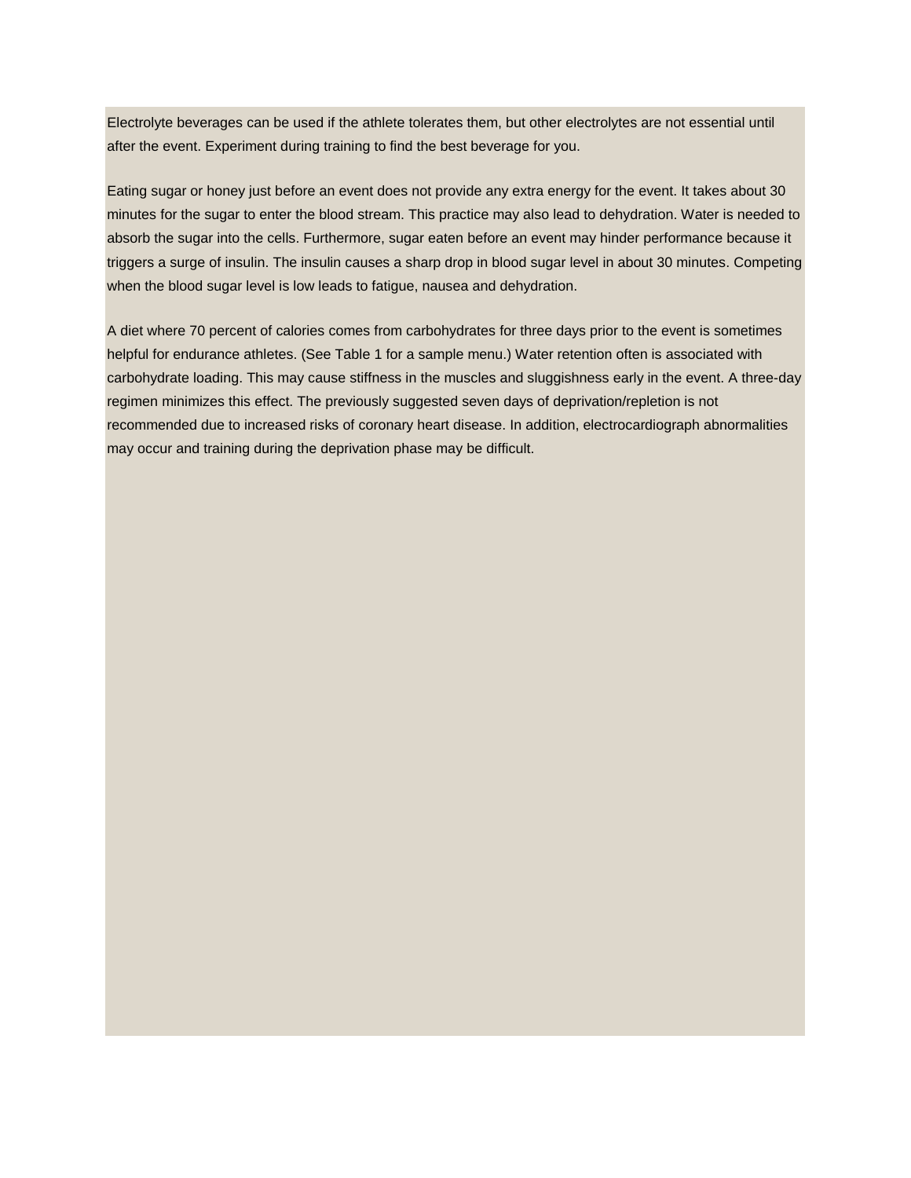Electrolyte beverages can be used if the athlete tolerates them, but other electrolytes are not essential until after the event. Experiment during training to find the best beverage for you.

Eating sugar or honey just before an event does not provide any extra energy for the event. It takes about 30 minutes for the sugar to enter the blood stream. This practice may also lead to dehydration. Water is needed to absorb the sugar into the cells. Furthermore, sugar eaten before an event may hinder performance because it triggers a surge of insulin. The insulin causes a sharp drop in blood sugar level in about 30 minutes. Competing when the blood sugar level is low leads to fatigue, nausea and dehydration.

A diet where 70 percent of calories comes from carbohydrates for three days prior to the event is sometimes helpful for endurance athletes. (See Table 1 for a sample menu.) Water retention often is associated with carbohydrate loading. This may cause stiffness in the muscles and sluggishness early in the event. A three-day regimen minimizes this effect. The previously suggested seven days of deprivation/repletion is not recommended due to increased risks of coronary heart disease. In addition, electrocardiograph abnormalities may occur and training during the deprivation phase may be difficult.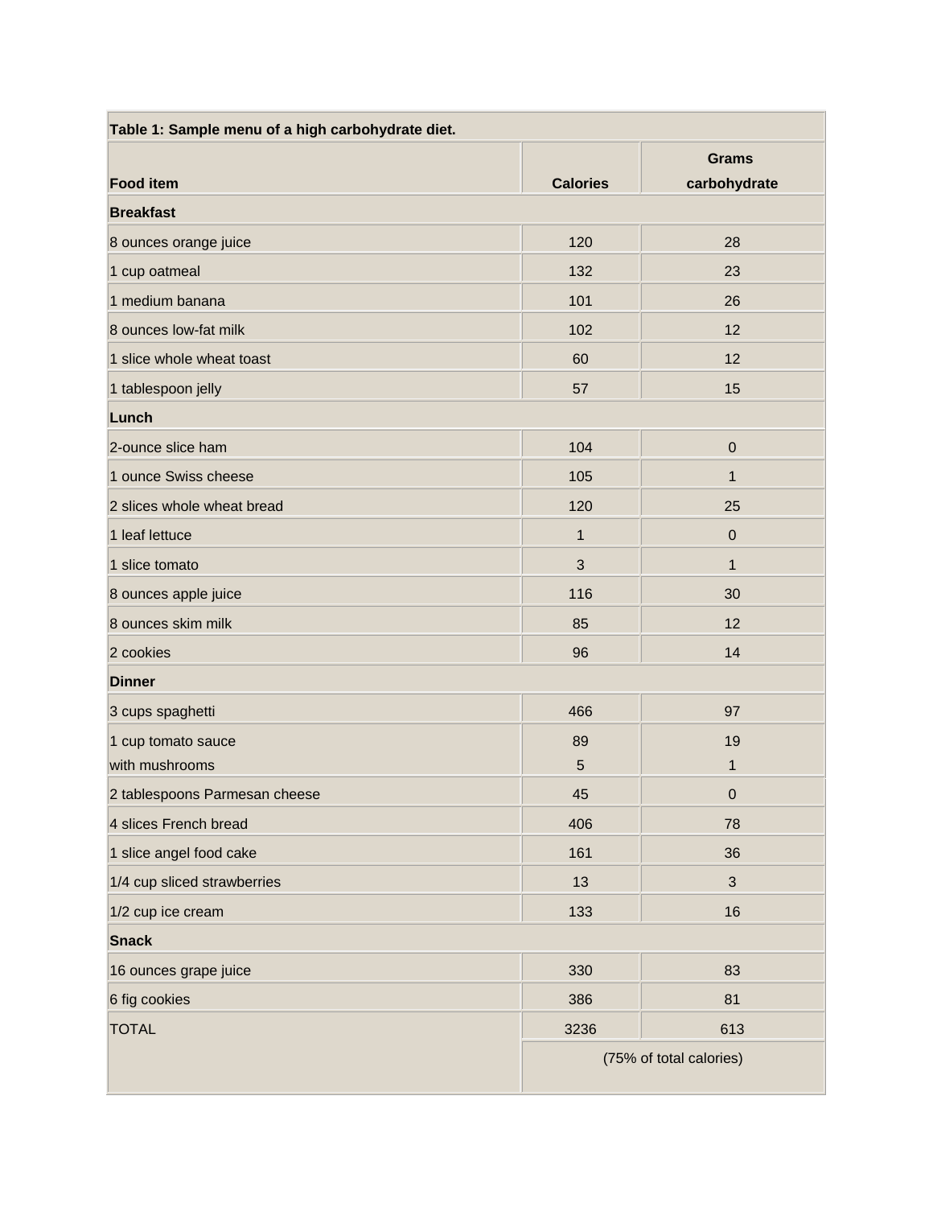| Table 1: Sample menu of a high carbohydrate diet. | | |
|---|---|---|
| **Food item** | **Calories** | **Grams carbohydrate** |
| **Breakfast** | | |
| 8 ounces orange juice | 120 | 28 |
| 1 cup oatmeal | 132 | 23 |
| 1 medium banana | 101 | 26 |
| 8 ounces low-fat milk | 102 | 12 |
| 1 slice whole wheat toast | 60 | 12 |
| 1 tablespoon jelly | 57 | 15 |
| **Lunch** | | |
| 2-ounce slice ham | 104 | 0 |
| 1 ounce Swiss cheese | 105 | 1 |
| 2 slices whole wheat bread | 120 | 25 |
| 1 leaf lettuce | 1 | 0 |
| 1 slice tomato | 3 | 1 |
| 8 ounces apple juice | 116 | 30 |
| 8 ounces skim milk | 85 | 12 |
| 2 cookies | 96 | 14 |
| **Dinner** | | |
| 3 cups spaghetti | 466 | 97 |
| 1 cup tomato sauce | 89 | 19 |
| with mushrooms | 5 | 1 |
| 2 tablespoons Parmesan cheese | 45 | 0 |
| 4 slices French bread | 406 | 78 |
| 1 slice angel food cake | 161 | 36 |
| 1/4 cup sliced strawberries | 13 | 3 |
| 1/2 cup ice cream | 133 | 16 |
| **Snack** | | |
| 16 ounces grape juice | 330 | 83 |
| 6 fig cookies | 386 | 81 |
| TOTAL | 3236 | 613 |
| | (75% of total calories) | |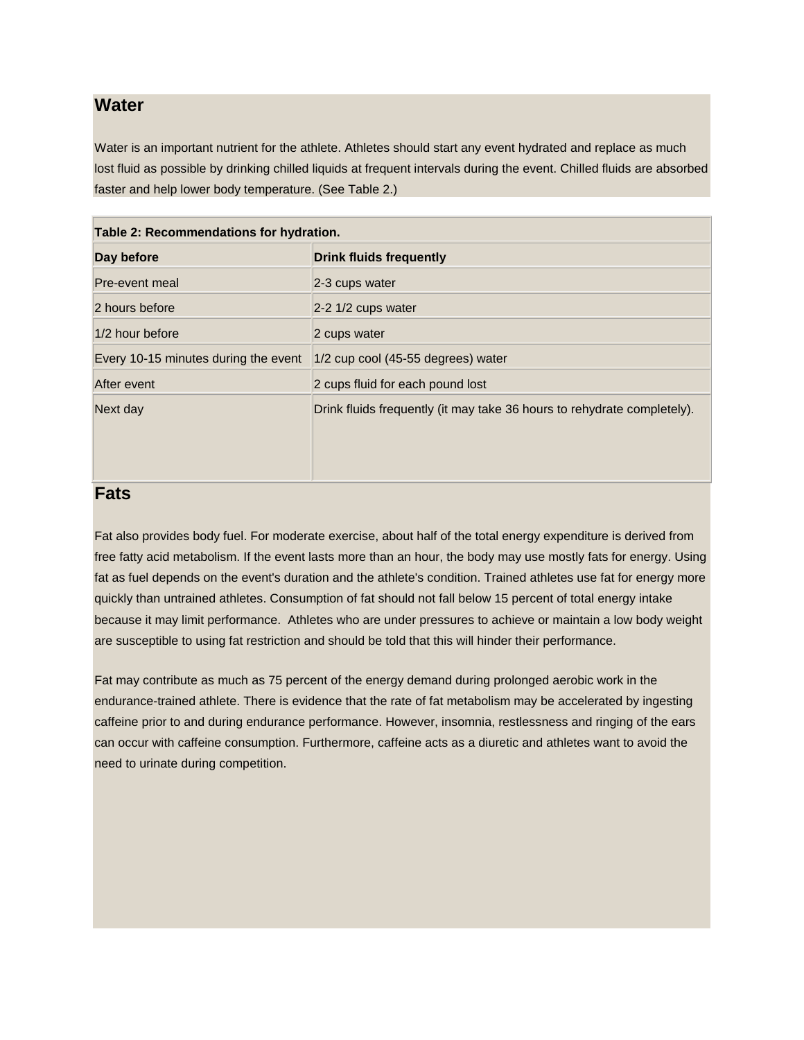## Water

Water is an important nutrient for the athlete. Athletes should start any event hydrated and replace as much lost fluid as possible by drinking chilled liquids at frequent intervals during the event. Chilled fluids are absorbed faster and help lower body temperature. (See Table 2.)

| Table 2: Recommendations for hydration. | |
|---|---|
| **Day before** | **Drink fluids frequently** |
| Pre-event meal | 2-3 cups water |
| 2 hours before | 2-2 1/2 cups water |
| 1/2 hour before | 2 cups water |
| Every 10-15 minutes during the event | 1/2 cup cool (45-55 degrees) water |
| After event | 2 cups fluid for each pound lost |
| Next day | Drink fluids frequently (it may take 36 hours to rehydrate completely). |

## Fats

Fat also provides body fuel. For moderate exercise, about half of the total energy expenditure is derived from free fatty acid metabolism. If the event lasts more than an hour, the body may use mostly fats for energy. Using fat as fuel depends on the event's duration and the athlete's condition. Trained athletes use fat for energy more quickly than untrained athletes. Consumption of fat should not fall below 15 percent of total energy intake because it may limit performance. Athletes who are under pressures to achieve or maintain a low body weight are susceptible to using fat restriction and should be told that this will hinder their performance.

Fat may contribute as much as 75 percent of the energy demand during prolonged aerobic work in the endurance-trained athlete. There is evidence that the rate of fat metabolism may be accelerated by ingesting caffeine prior to and during endurance performance. However, insomnia, restlessness and ringing of the ears can occur with caffeine consumption. Furthermore, caffeine acts as a diuretic and athletes want to avoid the need to urinate during competition.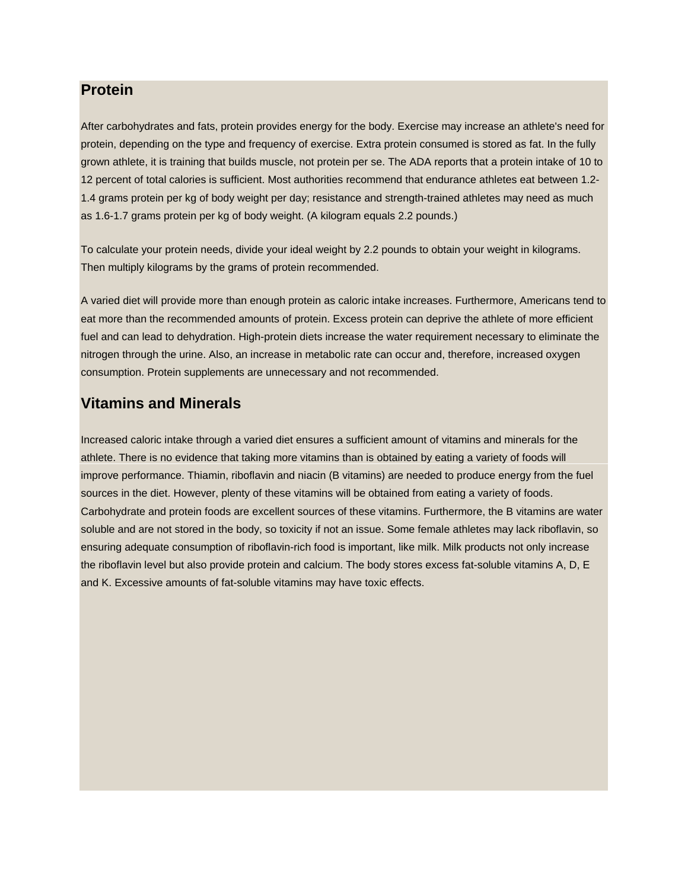## Protein

After carbohydrates and fats, protein provides energy for the body. Exercise may increase an athlete's need for protein, depending on the type and frequency of exercise. Extra protein consumed is stored as fat. In the fully grown athlete, it is training that builds muscle, not protein per se. The ADA reports that a protein intake of 10 to 12 percent of total calories is sufficient. Most authorities recommend that endurance athletes eat between 1.2-1.4 grams protein per kg of body weight per day; resistance and strength-trained athletes may need as much as 1.6-1.7 grams protein per kg of body weight. (A kilogram equals 2.2 pounds.)

To calculate your protein needs, divide your ideal weight by 2.2 pounds to obtain your weight in kilograms. Then multiply kilograms by the grams of protein recommended.

A varied diet will provide more than enough protein as caloric intake increases. Furthermore, Americans tend to eat more than the recommended amounts of protein. Excess protein can deprive the athlete of more efficient fuel and can lead to dehydration. High-protein diets increase the water requirement necessary to eliminate the nitrogen through the urine. Also, an increase in metabolic rate can occur and, therefore, increased oxygen consumption. Protein supplements are unnecessary and not recommended.

## Vitamins and Minerals

Increased caloric intake through a varied diet ensures a sufficient amount of vitamins and minerals for the athlete. There is no evidence that taking more vitamins than is obtained by eating a variety of foods will improve performance. Thiamin, riboflavin and niacin (B vitamins) are needed to produce energy from the fuel sources in the diet. However, plenty of these vitamins will be obtained from eating a variety of foods. Carbohydrate and protein foods are excellent sources of these vitamins. Furthermore, the B vitamins are water soluble and are not stored in the body, so toxicity if not an issue. Some female athletes may lack riboflavin, so ensuring adequate consumption of riboflavin-rich food is important, like milk. Milk products not only increase the riboflavin level but also provide protein and calcium. The body stores excess fat-soluble vitamins A, D, E and K. Excessive amounts of fat-soluble vitamins may have toxic effects.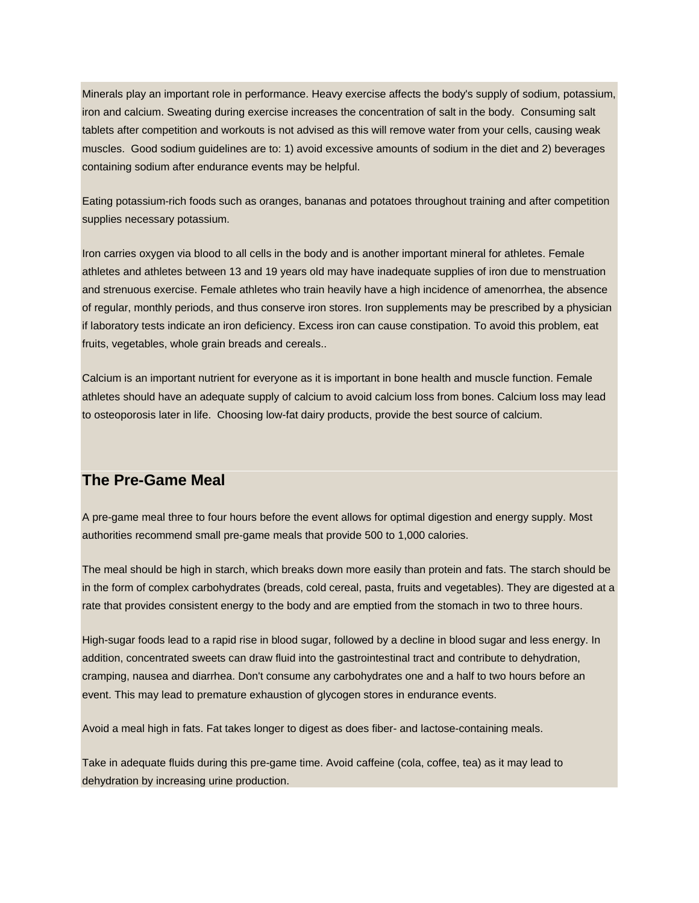Minerals play an important role in performance. Heavy exercise affects the body's supply of sodium, potassium, iron and calcium. Sweating during exercise increases the concentration of salt in the body. Consuming salt tablets after competition and workouts is not advised as this will remove water from your cells, causing weak muscles. Good sodium guidelines are to: 1) avoid excessive amounts of sodium in the diet and 2) beverages containing sodium after endurance events may be helpful.

Eating potassium-rich foods such as oranges, bananas and potatoes throughout training and after competition supplies necessary potassium.

Iron carries oxygen via blood to all cells in the body and is another important mineral for athletes. Female athletes and athletes between 13 and 19 years old may have inadequate supplies of iron due to menstruation and strenuous exercise. Female athletes who train heavily have a high incidence of amenorrhea, the absence of regular, monthly periods, and thus conserve iron stores. Iron supplements may be prescribed by a physician if laboratory tests indicate an iron deficiency. Excess iron can cause constipation. To avoid this problem, eat fruits, vegetables, whole grain breads and cereals..

Calcium is an important nutrient for everyone as it is important in bone health and muscle function. Female athletes should have an adequate supply of calcium to avoid calcium loss from bones. Calcium loss may lead to osteoporosis later in life. Choosing low-fat dairy products, provide the best source of calcium.

## The Pre-Game Meal

A pre-game meal three to four hours before the event allows for optimal digestion and energy supply. Most authorities recommend small pre-game meals that provide 500 to 1,000 calories.

The meal should be high in starch, which breaks down more easily than protein and fats. The starch should be in the form of complex carbohydrates (breads, cold cereal, pasta, fruits and vegetables). They are digested at a rate that provides consistent energy to the body and are emptied from the stomach in two to three hours.

High-sugar foods lead to a rapid rise in blood sugar, followed by a decline in blood sugar and less energy. In addition, concentrated sweets can draw fluid into the gastrointestinal tract and contribute to dehydration, cramping, nausea and diarrhea. Don't consume any carbohydrates one and a half to two hours before an event. This may lead to premature exhaustion of glycogen stores in endurance events.

Avoid a meal high in fats. Fat takes longer to digest as does fiber- and lactose-containing meals.

Take in adequate fluids during this pre-game time. Avoid caffeine (cola, coffee, tea) as it may lead to dehydration by increasing urine production.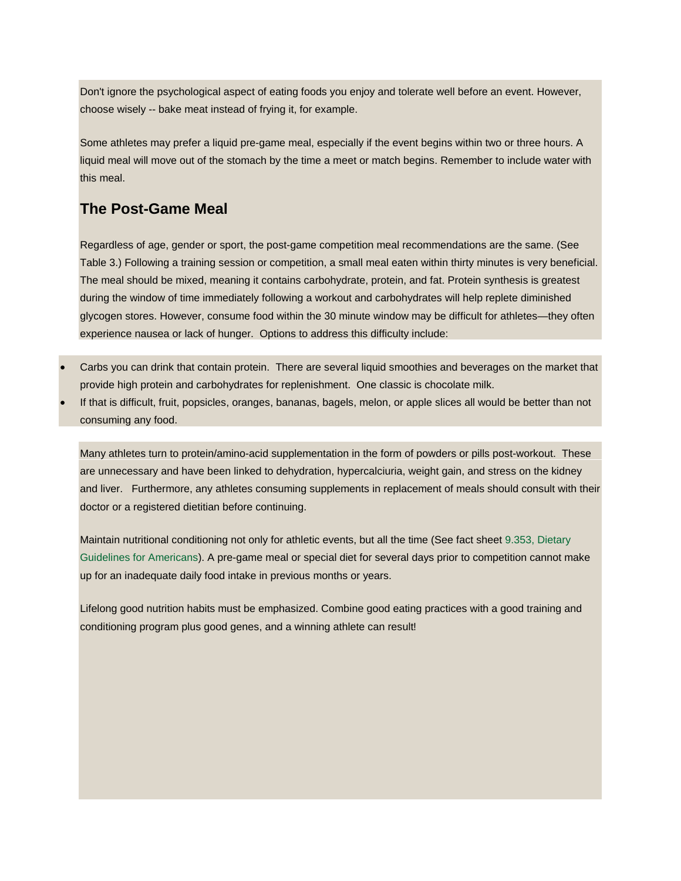Don't ignore the psychological aspect of eating foods you enjoy and tolerate well before an event. However, choose wisely -- bake meat instead of frying it, for example.

Some athletes may prefer a liquid pre-game meal, especially if the event begins within two or three hours. A liquid meal will move out of the stomach by the time a meet or match begins. Remember to include water with this meal.

## The Post-Game Meal

Regardless of age, gender or sport, the post-game competition meal recommendations are the same. (See Table 3.) Following a training session or competition, a small meal eaten within thirty minutes is very beneficial. The meal should be mixed, meaning it contains carbohydrate, protein, and fat. Protein synthesis is greatest during the window of time immediately following a workout and carbohydrates will help replete diminished glycogen stores. However, consume food within the 30 minute window may be difficult for athletes—they often experience nausea or lack of hunger. Options to address this difficulty include:

- Carbs you can drink that contain protein. There are several liquid smoothies and beverages on the market that provide high protein and carbohydrates for replenishment. One classic is chocolate milk.
- If that is difficult, fruit, popsicles, oranges, bananas, bagels, melon, or apple slices all would be better than not consuming any food.

Many athletes turn to protein/amino-acid supplementation in the form of powders or pills post-workout. These are unnecessary and have been linked to dehydration, hypercalciuria, weight gain, and stress on the kidney and liver. Furthermore, any athletes consuming supplements in replacement of meals should consult with their doctor or a registered dietitian before continuing.

Maintain nutritional conditioning not only for athletic events, but all the time (See fact sheet 9.353, Dietary Guidelines for Americans). A pre-game meal or special diet for several days prior to competition cannot make up for an inadequate daily food intake in previous months or years.

Lifelong good nutrition habits must be emphasized. Combine good eating practices with a good training and conditioning program plus good genes, and a winning athlete can result!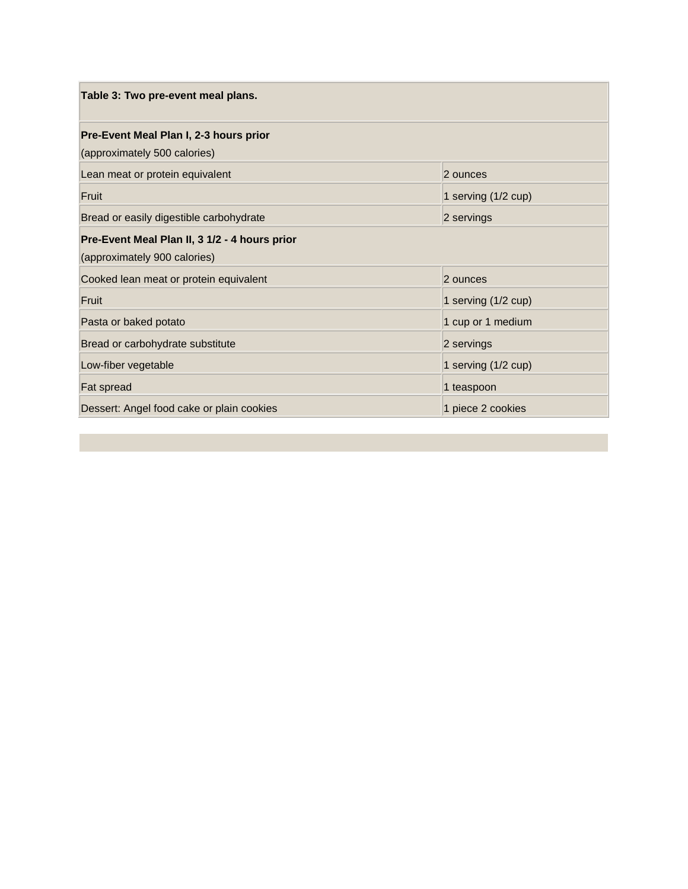| Table 3: Two pre-event meal plans. | |
|---|---|
| **Pre-Event Meal Plan I, 2-3 hours prior** (approximately 500 calories) | |
| Lean meat or protein equivalent | 2 ounces |
| Fruit | 1 serving (1/2 cup) |
| Bread or easily digestible carbohydrate | 2 servings |
| **Pre-Event Meal Plan II, 3 1/2 - 4 hours prior** (approximately 900 calories) | |
| Cooked lean meat or protein equivalent | 2 ounces |
| Fruit | 1 serving (1/2 cup) |
| Pasta or baked potato | 1 cup or 1 medium |
| Bread or carbohydrate substitute | 2 servings |
| Low-fiber vegetable | 1 serving (1/2 cup) |
| Fat spread | 1 teaspoon |
| Dessert: Angel food cake or plain cookies | 1 piece 2 cookies |